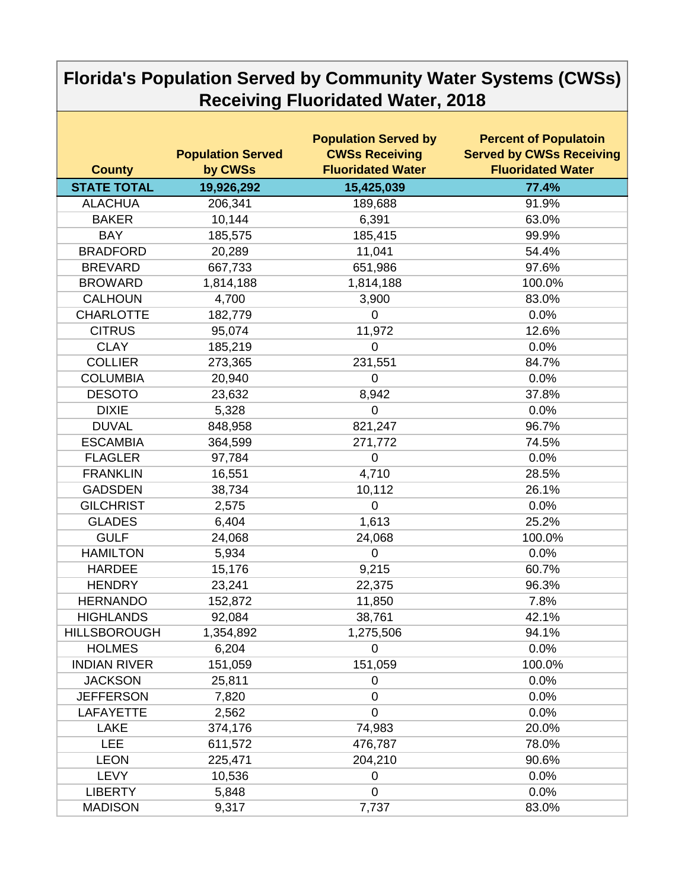# Florida's Population Served by Community Water Systems (CWSs) Receiving Fluoridated Water, 2018

| County | Population Served by CWSs | Population Served by CWSs Receiving Fluoridated Water | Percent of Populatoin Served by CWSs Receiving Fluoridated Water |
|---|---|---|---|
| **STATE TOTAL** | **19,926,292** | **15,425,039** | **77.4%** |
| ALACHUA | 206,341 | 189,688 | 91.9% |
| BAKER | 10,144 | 6,391 | 63.0% |
| BAY | 185,575 | 185,415 | 99.9% |
| BRADFORD | 20,289 | 11,041 | 54.4% |
| BREVARD | 667,733 | 651,986 | 97.6% |
| BROWARD | 1,814,188 | 1,814,188 | 100.0% |
| CALHOUN | 4,700 | 3,900 | 83.0% |
| CHARLOTTE | 182,779 | 0 | 0.0% |
| CITRUS | 95,074 | 11,972 | 12.6% |
| CLAY | 185,219 | 0 | 0.0% |
| COLLIER | 273,365 | 231,551 | 84.7% |
| COLUMBIA | 20,940 | 0 | 0.0% |
| DESOTO | 23,632 | 8,942 | 37.8% |
| DIXIE | 5,328 | 0 | 0.0% |
| DUVAL | 848,958 | 821,247 | 96.7% |
| ESCAMBIA | 364,599 | 271,772 | 74.5% |
| FLAGLER | 97,784 | 0 | 0.0% |
| FRANKLIN | 16,551 | 4,710 | 28.5% |
| GADSDEN | 38,734 | 10,112 | 26.1% |
| GILCHRIST | 2,575 | 0 | 0.0% |
| GLADES | 6,404 | 1,613 | 25.2% |
| GULF | 24,068 | 24,068 | 100.0% |
| HAMILTON | 5,934 | 0 | 0.0% |
| HARDEE | 15,176 | 9,215 | 60.7% |
| HENDRY | 23,241 | 22,375 | 96.3% |
| HERNANDO | 152,872 | 11,850 | 7.8% |
| HIGHLANDS | 92,084 | 38,761 | 42.1% |
| HILLSBOROUGH | 1,354,892 | 1,275,506 | 94.1% |
| HOLMES | 6,204 | 0 | 0.0% |
| INDIAN RIVER | 151,059 | 151,059 | 100.0% |
| JACKSON | 25,811 | 0 | 0.0% |
| JEFFERSON | 7,820 | 0 | 0.0% |
| LAFAYETTE | 2,562 | 0 | 0.0% |
| LAKE | 374,176 | 74,983 | 20.0% |
| LEE | 611,572 | 476,787 | 78.0% |
| LEON | 225,471 | 204,210 | 90.6% |
| LEVY | 10,536 | 0 | 0.0% |
| LIBERTY | 5,848 | 0 | 0.0% |
| MADISON | 9,317 | 7,737 | 83.0% |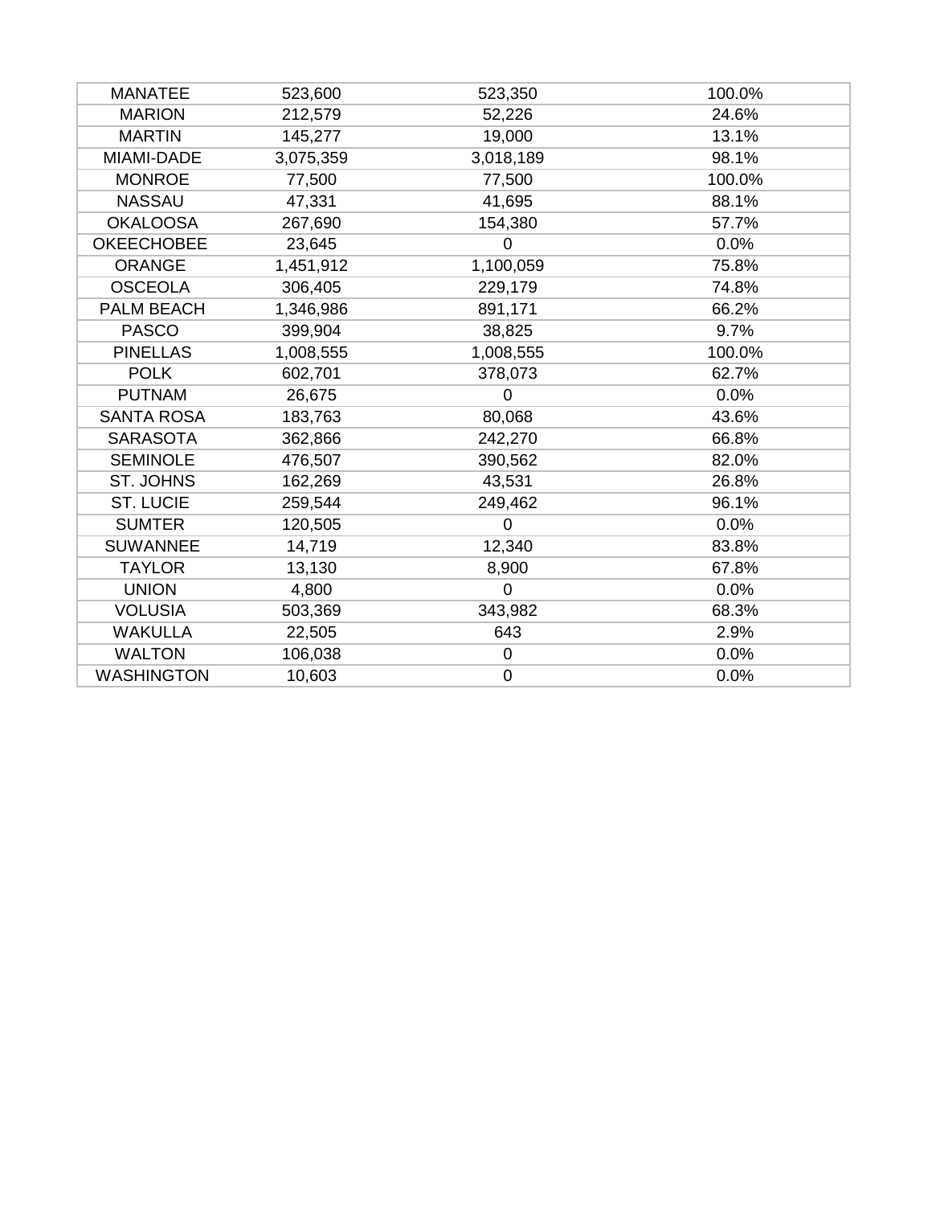| | | | |
|---|---|---|---|
| MANATEE | 523,600 | 523,350 | 100.0% |
| MARION | 212,579 | 52,226 | 24.6% |
| MARTIN | 145,277 | 19,000 | 13.1% |
| MIAMI-DADE | 3,075,359 | 3,018,189 | 98.1% |
| MONROE | 77,500 | 77,500 | 100.0% |
| NASSAU | 47,331 | 41,695 | 88.1% |
| OKALOOSA | 267,690 | 154,380 | 57.7% |
| OKEECHOBEE | 23,645 | 0 | 0.0% |
| ORANGE | 1,451,912 | 1,100,059 | 75.8% |
| OSCEOLA | 306,405 | 229,179 | 74.8% |
| PALM BEACH | 1,346,986 | 891,171 | 66.2% |
| PASCO | 399,904 | 38,825 | 9.7% |
| PINELLAS | 1,008,555 | 1,008,555 | 100.0% |
| POLK | 602,701 | 378,073 | 62.7% |
| PUTNAM | 26,675 | 0 | 0.0% |
| SANTA ROSA | 183,763 | 80,068 | 43.6% |
| SARASOTA | 362,866 | 242,270 | 66.8% |
| SEMINOLE | 476,507 | 390,562 | 82.0% |
| ST. JOHNS | 162,269 | 43,531 | 26.8% |
| ST. LUCIE | 259,544 | 249,462 | 96.1% |
| SUMTER | 120,505 | 0 | 0.0% |
| SUWANNEE | 14,719 | 12,340 | 83.8% |
| TAYLOR | 13,130 | 8,900 | 67.8% |
| UNION | 4,800 | 0 | 0.0% |
| VOLUSIA | 503,369 | 343,982 | 68.3% |
| WAKULLA | 22,505 | 643 | 2.9% |
| WALTON | 106,038 | 0 | 0.0% |
| WASHINGTON | 10,603 | 0 | 0.0% |